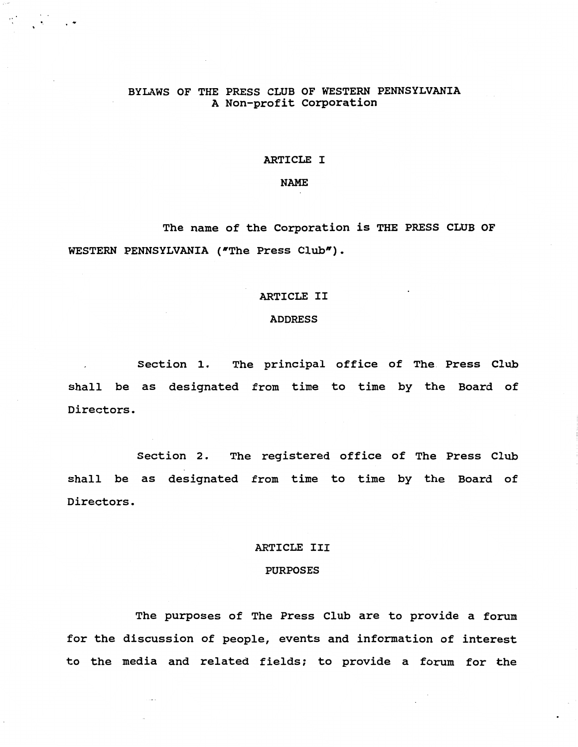# BYLAWS OF THE PRESS CLUB OF WESTERN PENNSYLVANIA
A Non-profit Corporation

## ARTICLE I

## NAME

The name of the Corporation is THE PRESS CLUB OF WESTERN PENNSYLVANIA ("The Press Club").

## ARTICLE II

## ADDRESS

Section 1. The principal office of The Press Club shall be as designated from time to time by the Board of Directors.

Section 2. The registered office of The Press Club shall be as designated from time to time by the Board of Directors.

## ARTICLE III

## PURPOSES

The purposes of The Press Club are to provide a forum for the discussion of people, events and information of interest to the media and related fields; to provide a forum for the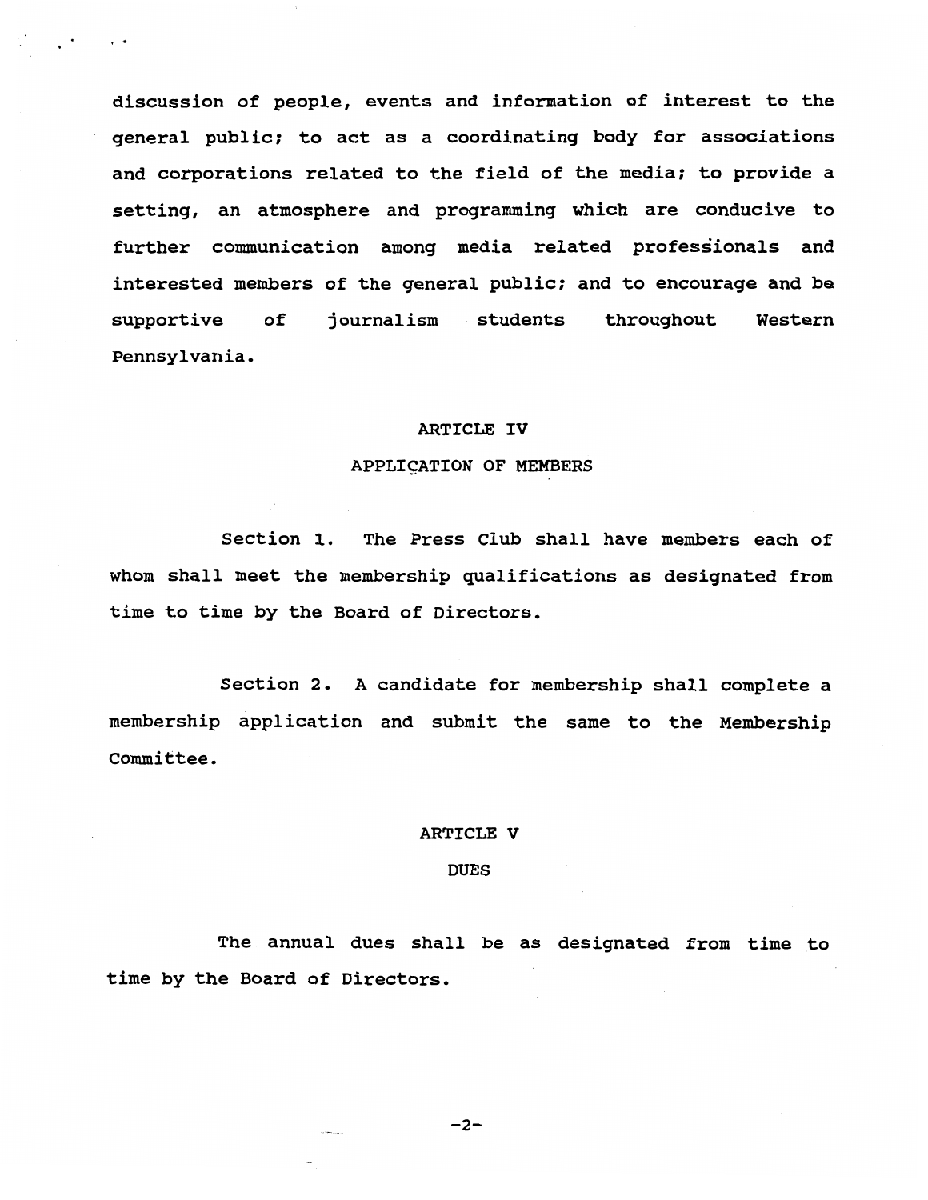discussion of people, events and information of interest to the general public; to act as a coordinating body for associations and corporations related to the field of the media; to provide a setting, an atmosphere and programming which are conducive to further communication among media related professionals and interested members of the general public; and to encourage and be supportive of journalism students throughout Western Pennsylvania.

## ARTICLE IV

## APPLICATION OF MEMBERS

Section 1. The Press Club shall have members each of whom shall meet the membership qualifications as designated from time to time by the Board of Directors.

Section 2. A candidate for membership shall complete a membership application and submit the same to the Membership Committee.

## ARTICLE V

## DUES

The annual dues shall be as designated from time to time by the Board of Directors.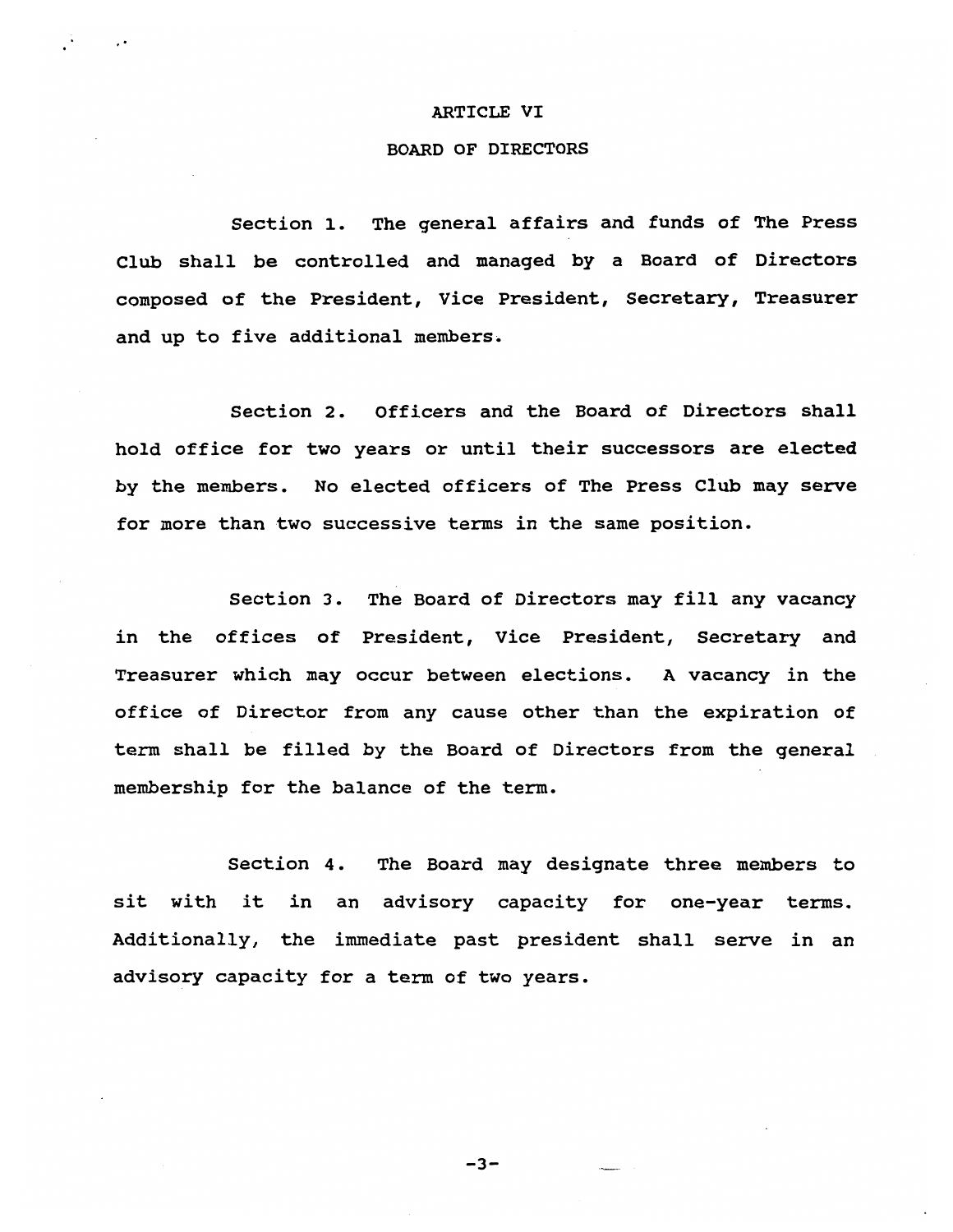# ARTICLE VI

## BOARD OF DIRECTORS

Section 1. The general affairs and funds of The Press Club shall be controlled and managed by a Board of Directors composed of the President, Vice President, Secretary, Treasurer and up to five additional members.

Section 2. Officers and the Board of Directors shall hold office for two years or until their successors are elected by the members. No elected officers of The Press Club may serve for more than two successive terms in the same position.

Section 3. The Board of Directors may fill any vacancy in the offices of President, Vice President, Secretary and Treasurer which may occur between elections. A vacancy in the office of Director from any cause other than the expiration of term shall be filled by the Board of Directors from the general membership for the balance of the term.

Section 4. The Board may designate three members to sit with it in an advisory capacity for one-year terms. Additionally, the immediate past president shall serve in an advisory capacity for a term of two years.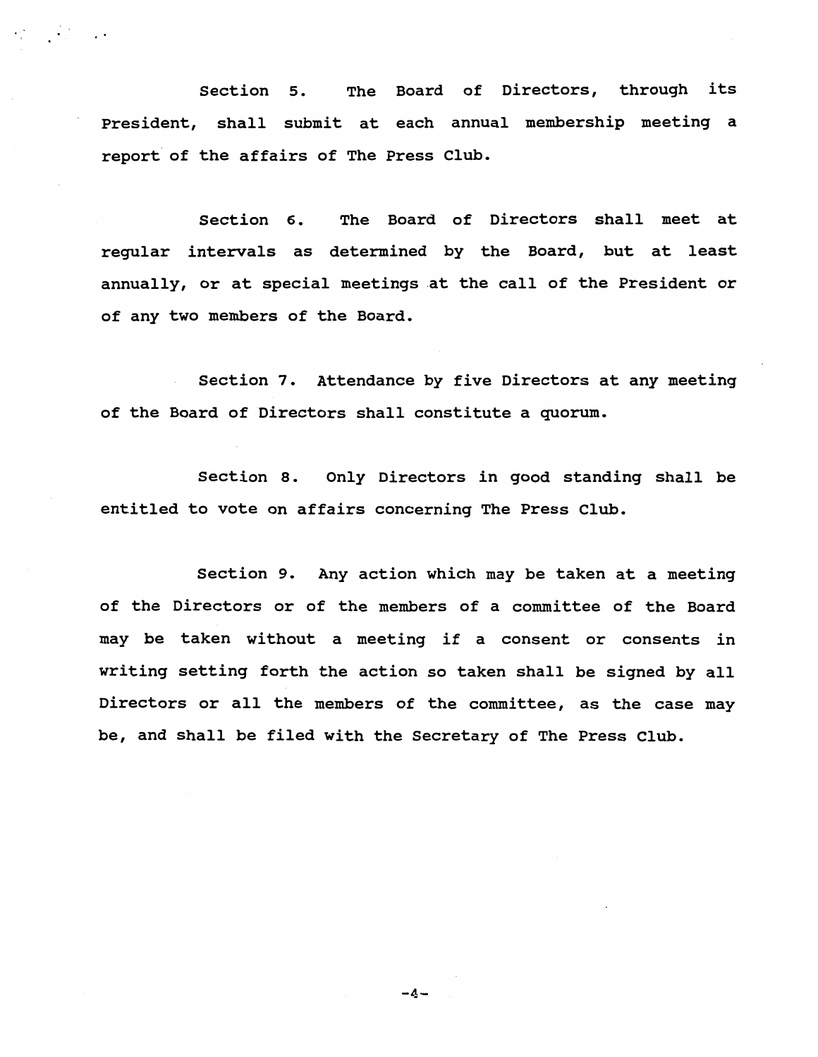Section 5. The Board of Directors, through its President, shall submit at each annual membership meeting a report of the affairs of The Press Club.

Section 6. The Board of Directors shall meet at regular intervals as determined by the Board, but at least annually, or at special meetings at the call of the President or of any two members of the Board.

Section 7. Attendance by five Directors at any meeting of the Board of Directors shall constitute a quorum.

Section 8. Only Directors in good standing shall be entitled to vote on affairs concerning The Press Club.

Section 9. Any action which may be taken at a meeting of the Directors or of the members of a committee of the Board may be taken without a meeting if a consent or consents in writing setting forth the action so taken shall be signed by all Directors or all the members of the committee, as the case may be, and shall be filed with the Secretary of The Press Club.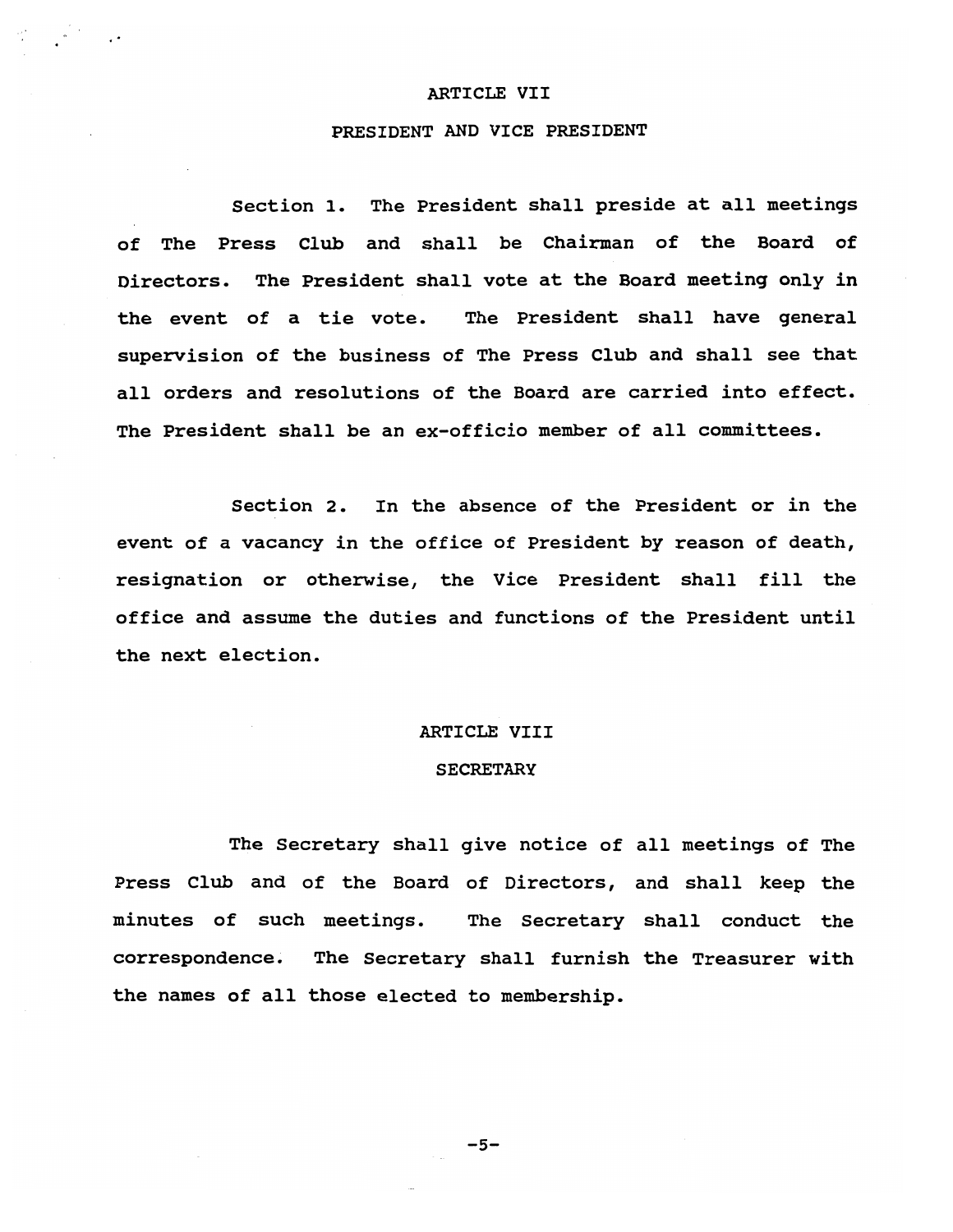## ARTICLE VII

## PRESIDENT AND VICE PRESIDENT

Section 1. The President shall preside at all meetings of The Press Club and shall be Chairman of the Board of Directors. The President shall vote at the Board meeting only in the event of a tie vote. The President shall have general supervision of the business of The Press Club and shall see that all orders and resolutions of the Board are carried into effect. The President shall be an ex-officio member of all committees.

Section 2. In the absence of the President or in the event of a vacancy in the office of President by reason of death, resignation or otherwise, the Vice President shall fill the office and assume the duties and functions of the President until the next election.

## ARTICLE VIII

## SECRETARY

The Secretary shall give notice of all meetings of The Press Club and of the Board of Directors, and shall keep the minutes of such meetings. The Secretary shall conduct the correspondence. The Secretary shall furnish the Treasurer with the names of all those elected to membership.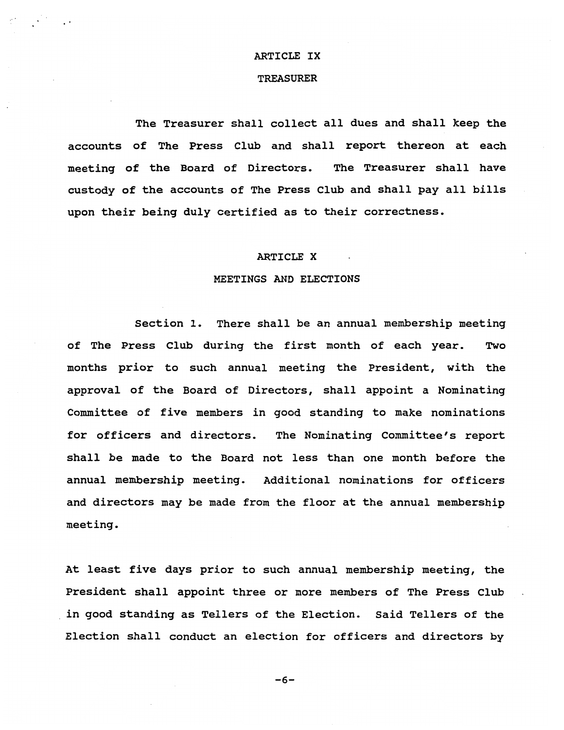## ARTICLE IX

## TREASURER

The Treasurer shall collect all dues and shall keep the accounts of The Press Club and shall report thereon at each meeting of the Board of Directors. The Treasurer shall have custody of the accounts of The Press Club and shall pay all bills upon their being duly certified as to their correctness.

## ARTICLE X

## MEETINGS AND ELECTIONS

Section 1. There shall be an annual membership meeting of The Press Club during the first month of each year. Two months prior to such annual meeting the President, with the approval of the Board of Directors, shall appoint a Nominating Committee of five members in good standing to make nominations for officers and directors. The Nominating Committee's report shall be made to the Board not less than one month before the annual membership meeting. Additional nominations for officers and directors may be made from the floor at the annual membership meeting.

At least five days prior to such annual membership meeting, the President shall appoint three or more members of The Press Club in good standing as Tellers of the Election. Said Tellers of the Election shall conduct an election for officers and directors by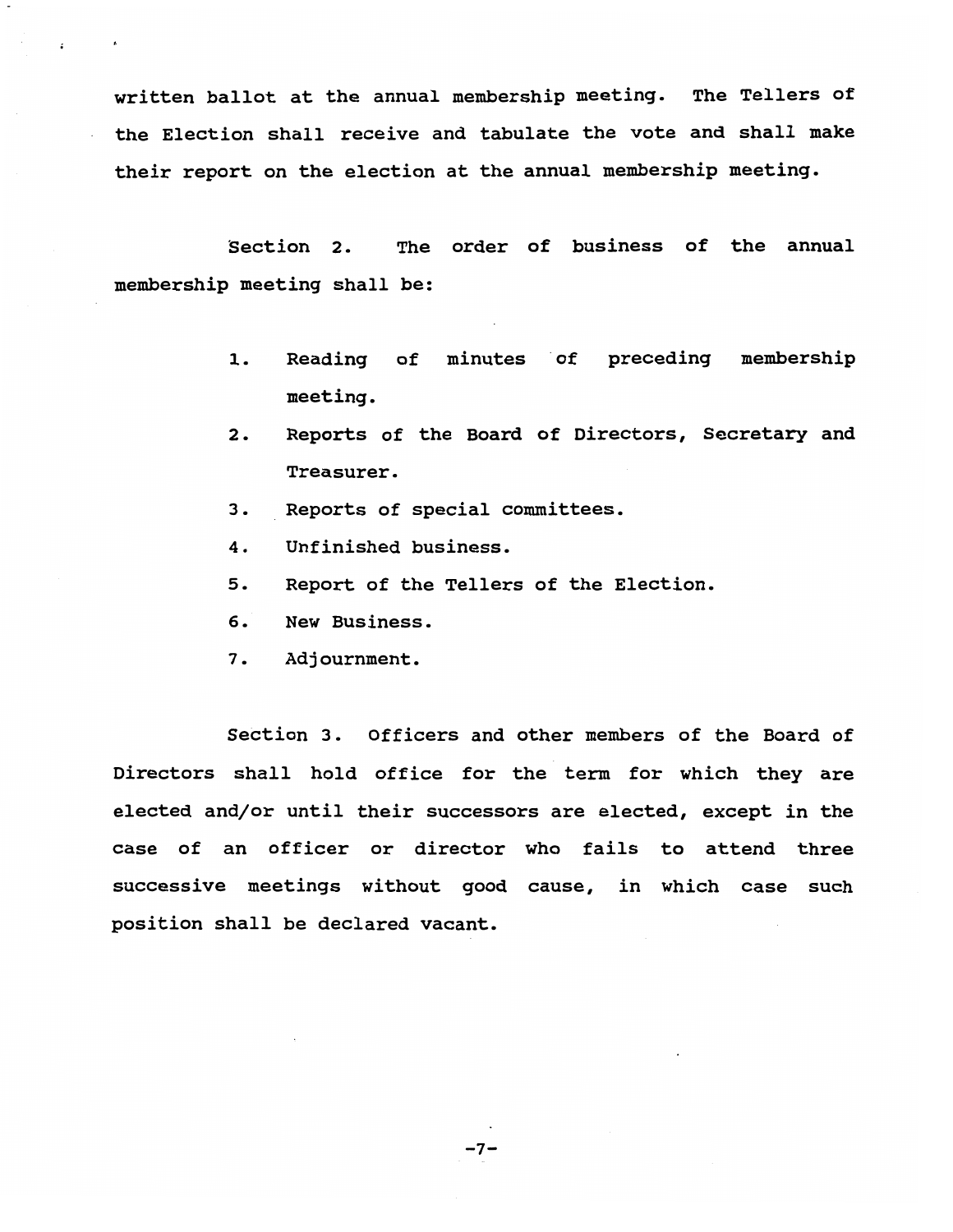written ballot at the annual membership meeting. The Tellers of the Election shall receive and tabulate the vote and shall make their report on the election at the annual membership meeting.

Section 2. The order of business of the annual membership meeting shall be:

1. Reading of minutes of preceding membership meeting.
2. Reports of the Board of Directors, Secretary and Treasurer.
3. Reports of special committees.
4. Unfinished business.
5. Report of the Tellers of the Election.
6. New Business.
7. Adjournment.

Section 3. Officers and other members of the Board of Directors shall hold office for the term for which they are elected and/or until their successors are elected, except in the case of an officer or director who fails to attend three successive meetings without good cause, in which case such position shall be declared vacant.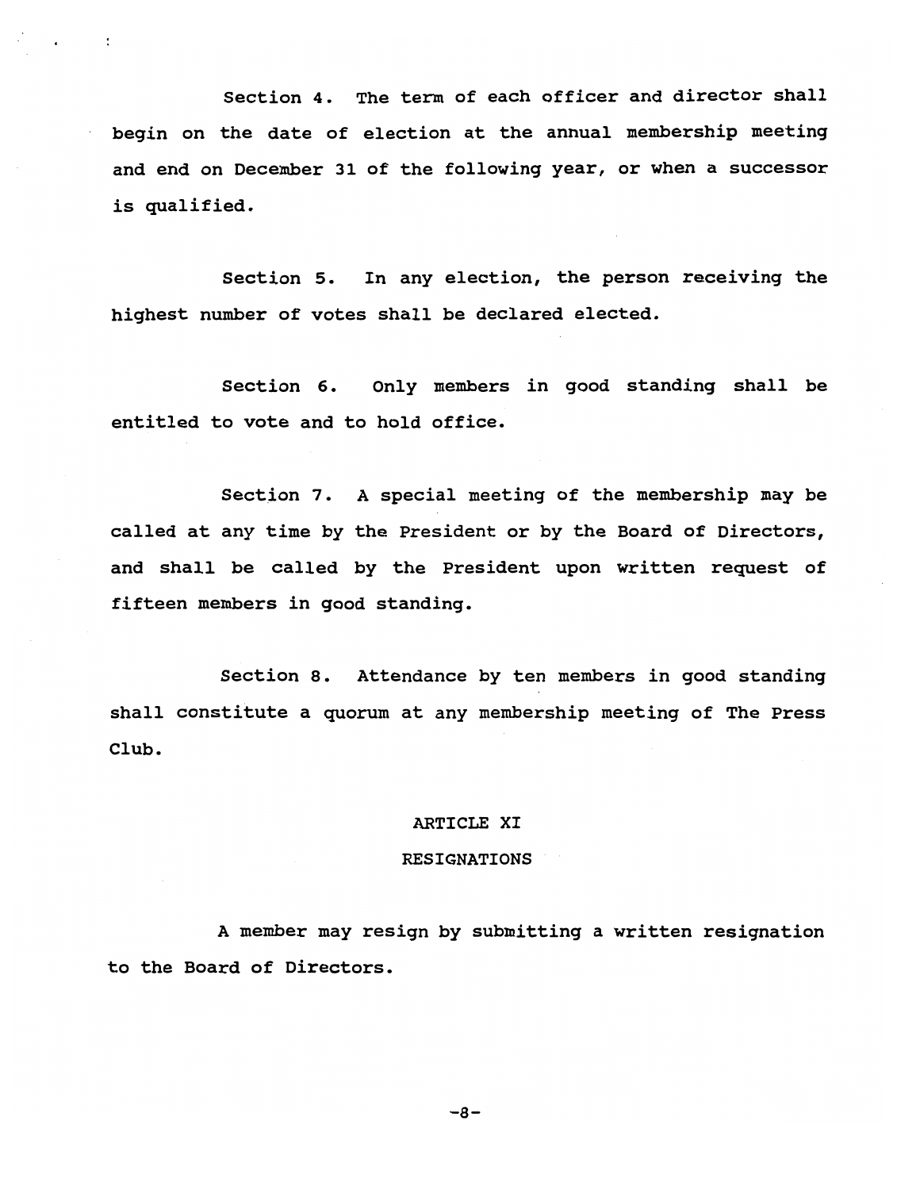Section 4. The term of each officer and director shall begin on the date of election at the annual membership meeting and end on December 31 of the following year, or when a successor is qualified.

Section 5. In any election, the person receiving the highest number of votes shall be declared elected.

Section 6. Only members in good standing shall be entitled to vote and to hold office.

Section 7. A special meeting of the membership may be called at any time by the President or by the Board of Directors, and shall be called by the President upon written request of fifteen members in good standing.

Section 8. Attendance by ten members in good standing shall constitute a quorum at any membership meeting of The Press Club.

## ARTICLE XI

## RESIGNATIONS

A member may resign by submitting a written resignation to the Board of Directors.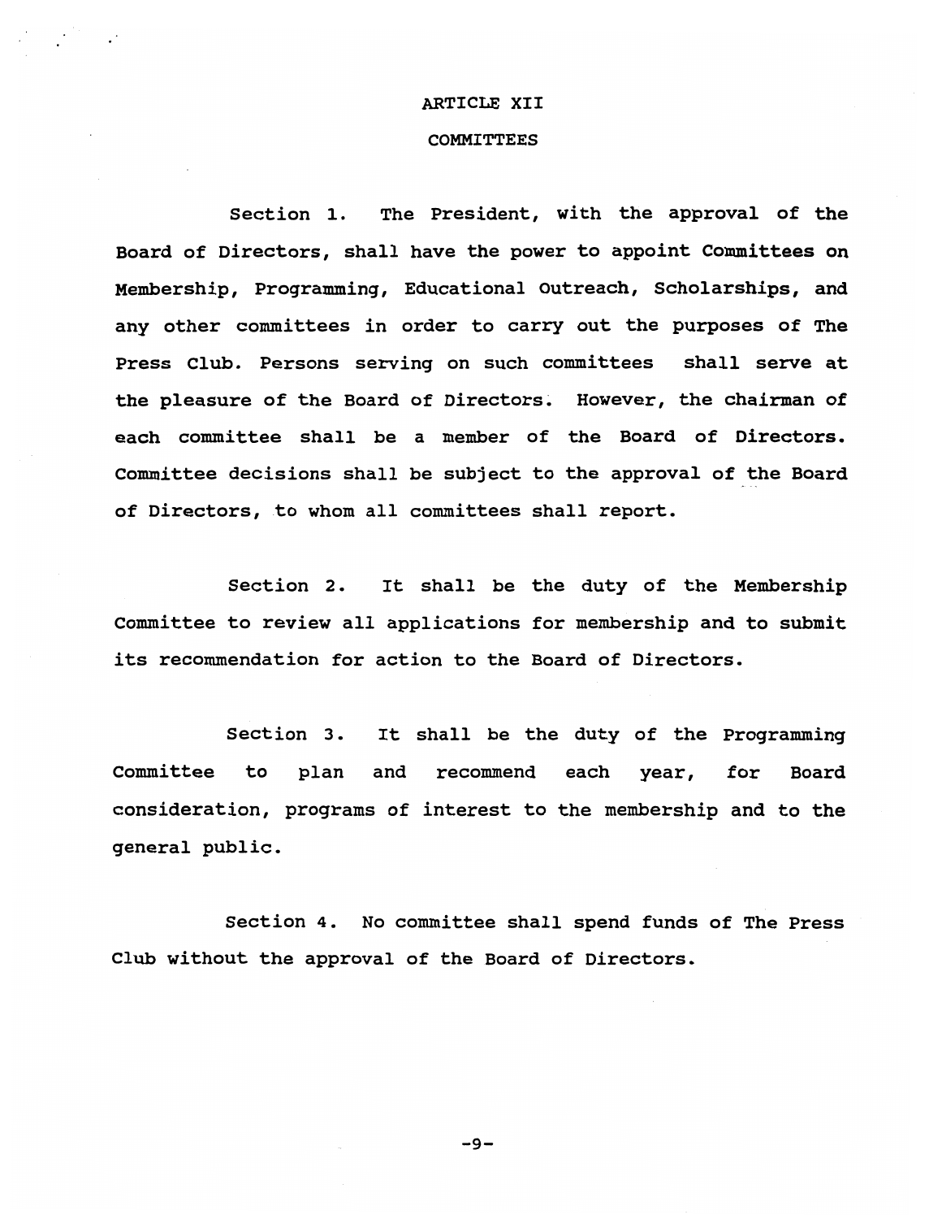## ARTICLE XII

## COMMITTEES

Section 1. The President, with the approval of the Board of Directors, shall have the power to appoint Committees on Membership, Programming, Educational Outreach, Scholarships, and any other committees in order to carry out the purposes of The Press Club. Persons serving on such committees shall serve at the pleasure of the Board of Directors. However, the chairman of each committee shall be a member of the Board of Directors. Committee decisions shall be subject to the approval of the Board of Directors, to whom all committees shall report.

Section 2. It shall be the duty of the Membership Committee to review all applications for membership and to submit its recommendation for action to the Board of Directors.

Section 3. It shall be the duty of the Programming Committee to plan and recommend each year, for Board consideration, programs of interest to the membership and to the general public.

Section 4. No committee shall spend funds of The Press Club without the approval of the Board of Directors.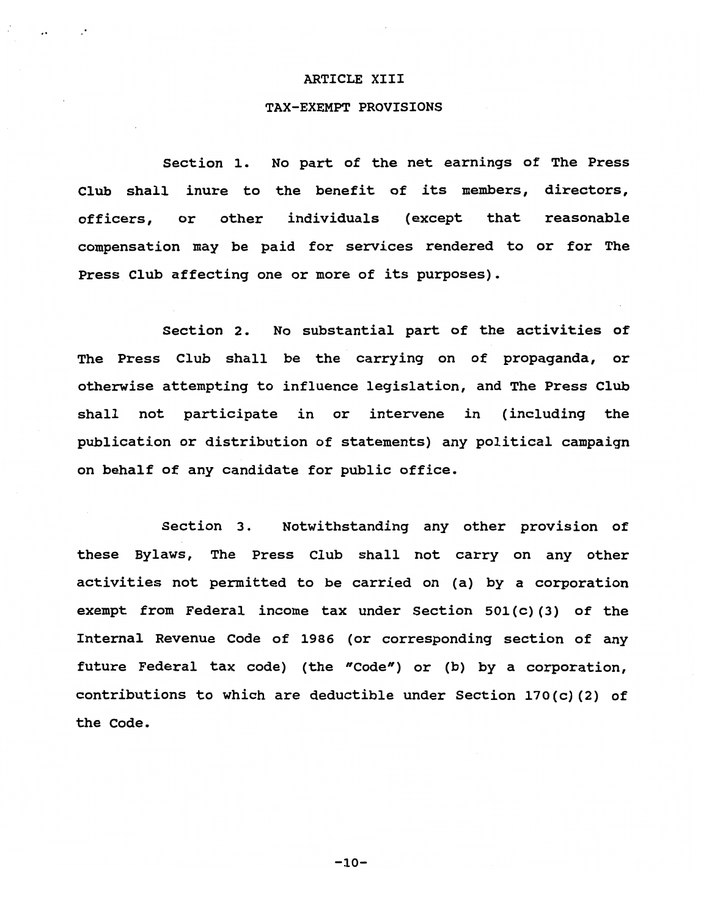# ARTICLE XIII

## TAX-EXEMPT PROVISIONS

Section 1. No part of the net earnings of The Press Club shall inure to the benefit of its members, directors, officers, or other individuals (except that reasonable compensation may be paid for services rendered to or for The Press Club affecting one or more of its purposes).

Section 2. No substantial part of the activities of The Press Club shall be the carrying on of propaganda, or otherwise attempting to influence legislation, and The Press Club shall not participate in or intervene in (including the publication or distribution of statements) any political campaign on behalf of any candidate for public office.

Section 3. Notwithstanding any other provision of these Bylaws, The Press Club shall not carry on any other activities not permitted to be carried on (a) by a corporation exempt from Federal income tax under Section 501(c)(3) of the Internal Revenue Code of 1986 (or corresponding section of any future Federal tax code) (the "Code") or (b) by a corporation, contributions to which are deductible under Section 170(c)(2) of the Code.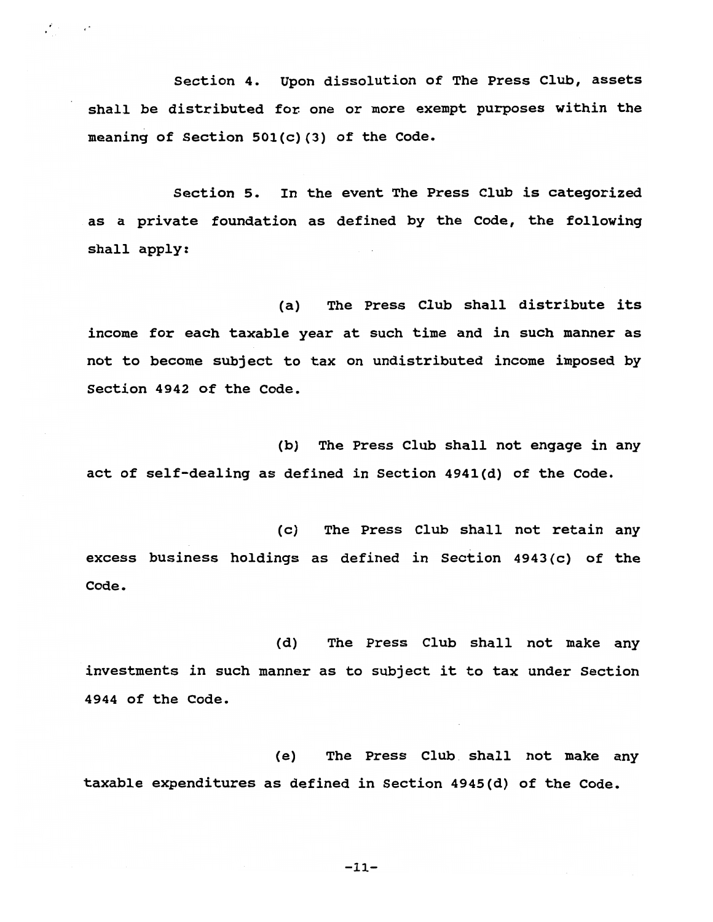Section 4. Upon dissolution of The Press Club, assets shall be distributed for one or more exempt purposes within the meaning of Section 501(c)(3) of the Code.

Section 5. In the event The Press Club is categorized as a private foundation as defined by the Code, the following shall apply:

(a) The Press Club shall distribute its income for each taxable year at such time and in such manner as not to become subject to tax on undistributed income imposed by Section 4942 of the Code.

(b) The Press Club shall not engage in any act of self-dealing as defined in Section 4941(d) of the Code.

(c) The Press Club shall not retain any excess business holdings as defined in Section 4943(c) of the Code.

(d) The Press Club shall not make any investments in such manner as to subject it to tax under Section 4944 of the Code.

(e) The Press Club shall not make any taxable expenditures as defined in Section 4945(d) of the Code.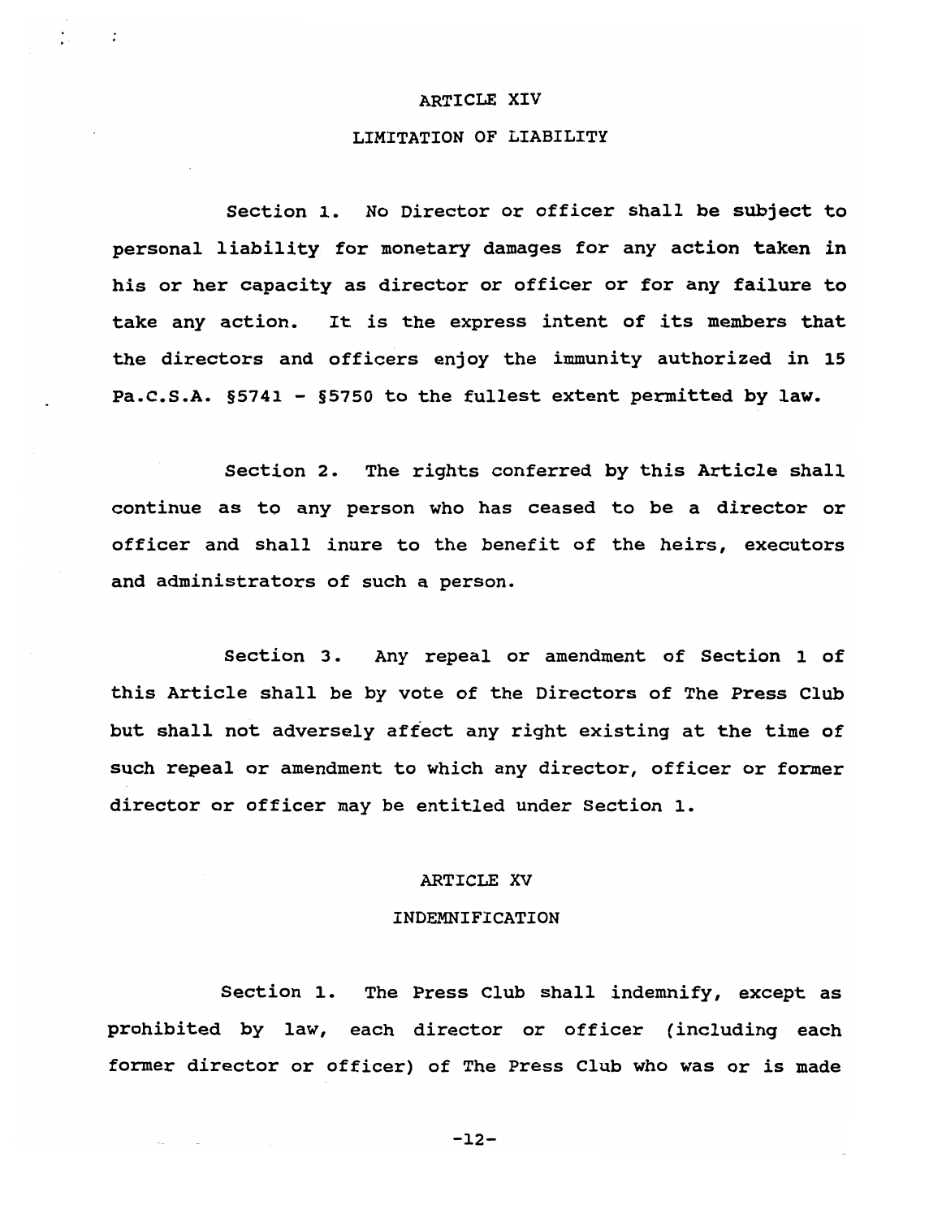## ARTICLE XIV

## LIMITATION OF LIABILITY

Section 1. No Director or officer shall be subject to personal liability for monetary damages for any action taken in his or her capacity as director or officer or for any failure to take any action. It is the express intent of its members that the directors and officers enjoy the immunity authorized in 15 Pa.C.S.A. §5741 - §5750 to the fullest extent permitted by law.

Section 2. The rights conferred by this Article shall continue as to any person who has ceased to be a director or officer and shall inure to the benefit of the heirs, executors and administrators of such a person.

Section 3. Any repeal or amendment of Section 1 of this Article shall be by vote of the Directors of The Press Club but shall not adversely affect any right existing at the time of such repeal or amendment to which any director, officer or former director or officer may be entitled under Section 1.

## ARTICLE XV

## INDEMNIFICATION

Section 1. The Press Club shall indemnify, except as prohibited by law, each director or officer (including each former director or officer) of The Press Club who was or is made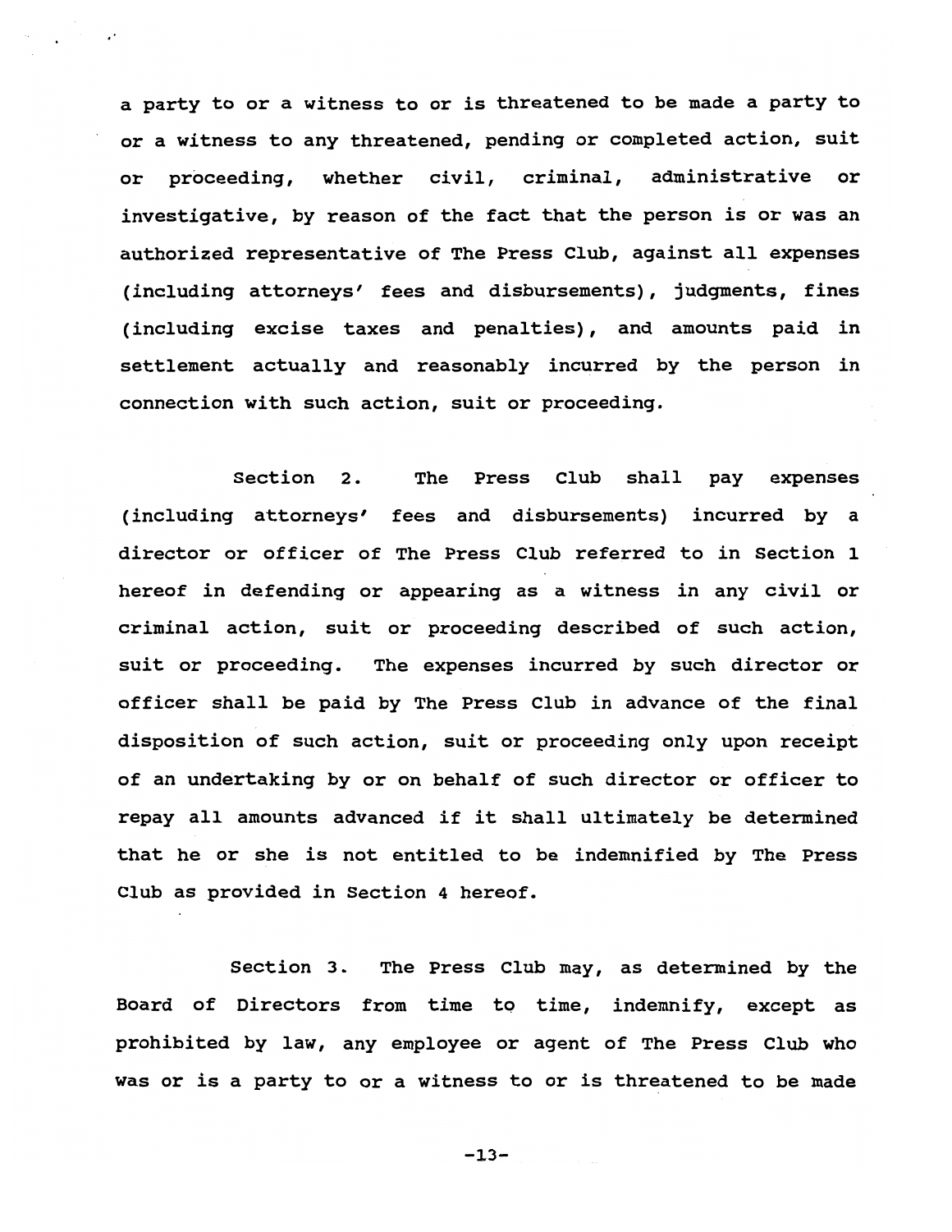a party to or a witness to or is threatened to be made a party to or a witness to any threatened, pending or completed action, suit or proceeding, whether civil, criminal, administrative or investigative, by reason of the fact that the person is or was an authorized representative of The Press Club, against all expenses (including attorneys' fees and disbursements), judgments, fines (including excise taxes and penalties), and amounts paid in settlement actually and reasonably incurred by the person in connection with such action, suit or proceeding.

Section 2. The Press Club shall pay expenses (including attorneys' fees and disbursements) incurred by a director or officer of The Press Club referred to in Section 1 hereof in defending or appearing as a witness in any civil or criminal action, suit or proceeding described of such action, suit or proceeding. The expenses incurred by such director or officer shall be paid by The Press Club in advance of the final disposition of such action, suit or proceeding only upon receipt of an undertaking by or on behalf of such director or officer to repay all amounts advanced if it shall ultimately be determined that he or she is not entitled to be indemnified by The Press Club as provided in Section 4 hereof.

Section 3. The Press Club may, as determined by the Board of Directors from time to time, indemnify, except as prohibited by law, any employee or agent of The Press Club who was or is a party to or a witness to or is threatened to be made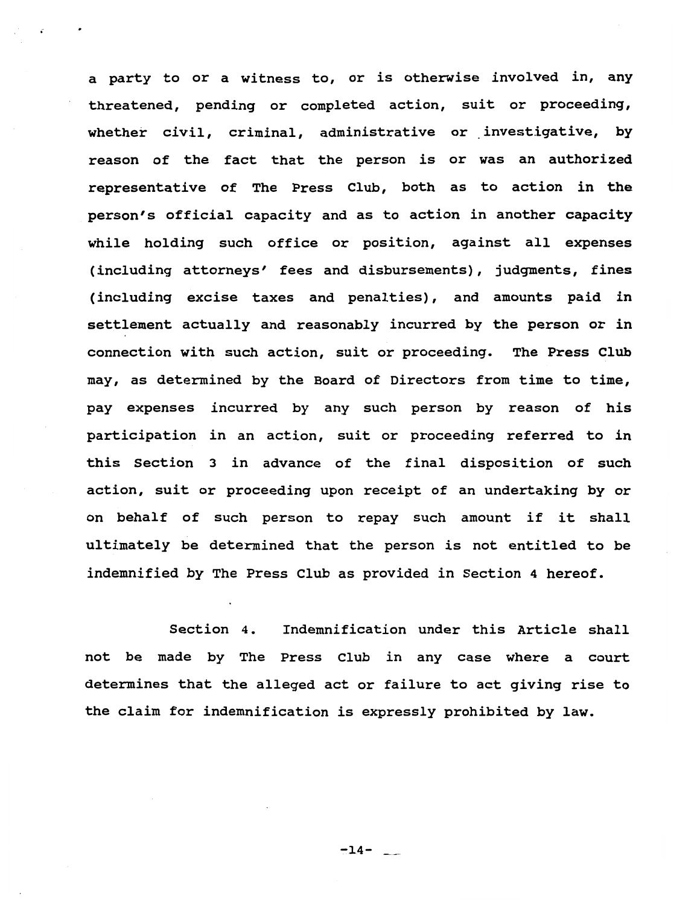a party to or a witness to, or is otherwise involved in, any threatened, pending or completed action, suit or proceeding, whether civil, criminal, administrative or investigative, by reason of the fact that the person is or was an authorized representative of The Press Club, both as to action in the person's official capacity and as to action in another capacity while holding such office or position, against all expenses (including attorneys' fees and disbursements), judgments, fines (including excise taxes and penalties), and amounts paid in settlement actually and reasonably incurred by the person or in connection with such action, suit or proceeding. The Press Club may, as determined by the Board of Directors from time to time, pay expenses incurred by any such person by reason of his participation in an action, suit or proceeding referred to in this Section 3 in advance of the final disposition of such action, suit or proceeding upon receipt of an undertaking by or on behalf of such person to repay such amount if it shall ultimately be determined that the person is not entitled to be indemnified by The Press Club as provided in Section 4 hereof.

Section 4. Indemnification under this Article shall not be made by The Press Club in any case where a court determines that the alleged act or failure to act giving rise to the claim for indemnification is expressly prohibited by law.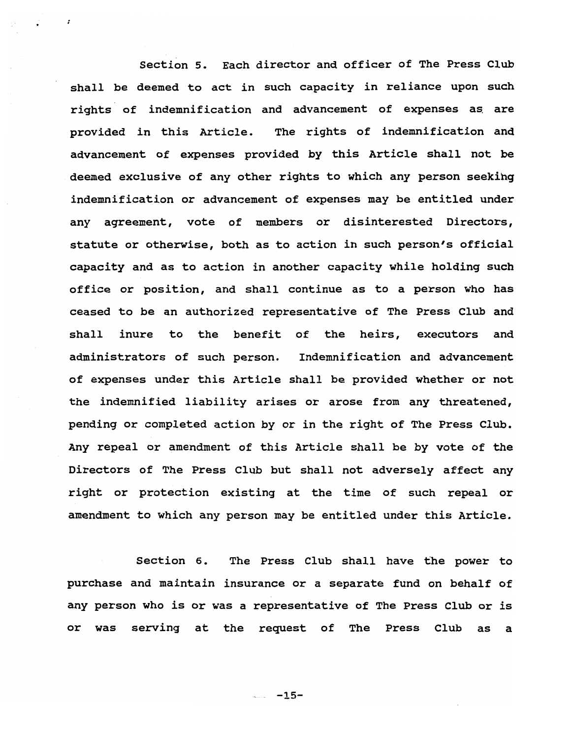Section 5. Each director and officer of The Press Club shall be deemed to act in such capacity in reliance upon such rights of indemnification and advancement of expenses as are provided in this Article. The rights of indemnification and advancement of expenses provided by this Article shall not be deemed exclusive of any other rights to which any person seeking indemnification or advancement of expenses may be entitled under any agreement, vote of members or disinterested Directors, statute or otherwise, both as to action in such person's official capacity and as to action in another capacity while holding such office or position, and shall continue as to a person who has ceased to be an authorized representative of The Press Club and shall inure to the benefit of the heirs, executors and administrators of such person. Indemnification and advancement of expenses under this Article shall be provided whether or not the indemnified liability arises or arose from any threatened, pending or completed action by or in the right of The Press Club. Any repeal or amendment of this Article shall be by vote of the Directors of The Press Club but shall not adversely affect any right or protection existing at the time of such repeal or amendment to which any person may be entitled under this Article.

Section 6. The Press Club shall have the power to purchase and maintain insurance or a separate fund on behalf of any person who is or was a representative of The Press Club or is or was serving at the request of The Press Club as a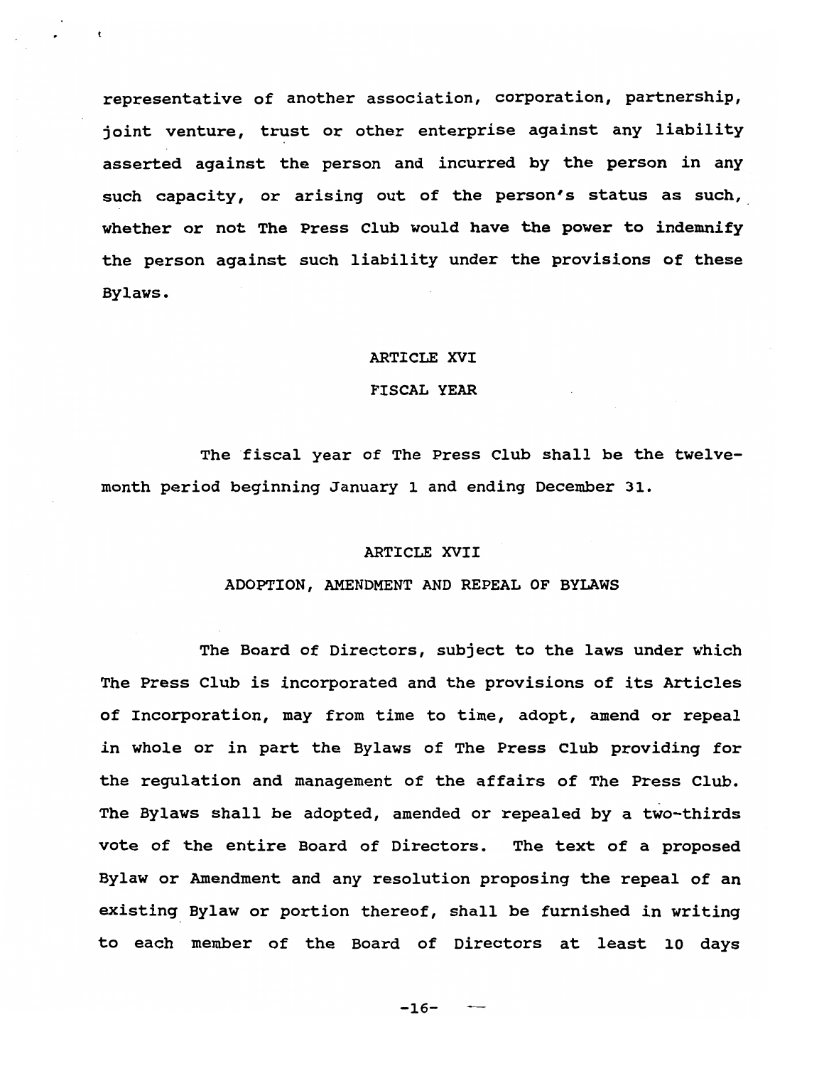representative of another association, corporation, partnership, joint venture, trust or other enterprise against any liability asserted against the person and incurred by the person in any such capacity, or arising out of the person's status as such, whether or not The Press Club would have the power to indemnify the person against such liability under the provisions of these Bylaws.

## ARTICLE XVI

## FISCAL YEAR

The fiscal year of The Press Club shall be the twelve-month period beginning January 1 and ending December 31.

## ARTICLE XVII

## ADOPTION, AMENDMENT AND REPEAL OF BYLAWS

The Board of Directors, subject to the laws under which The Press Club is incorporated and the provisions of its Articles of Incorporation, may from time to time, adopt, amend or repeal in whole or in part the Bylaws of The Press Club providing for the regulation and management of the affairs of The Press Club. The Bylaws shall be adopted, amended or repealed by a two-thirds vote of the entire Board of Directors. The text of a proposed Bylaw or Amendment and any resolution proposing the repeal of an existing Bylaw or portion thereof, shall be furnished in writing to each member of the Board of Directors at least 10 days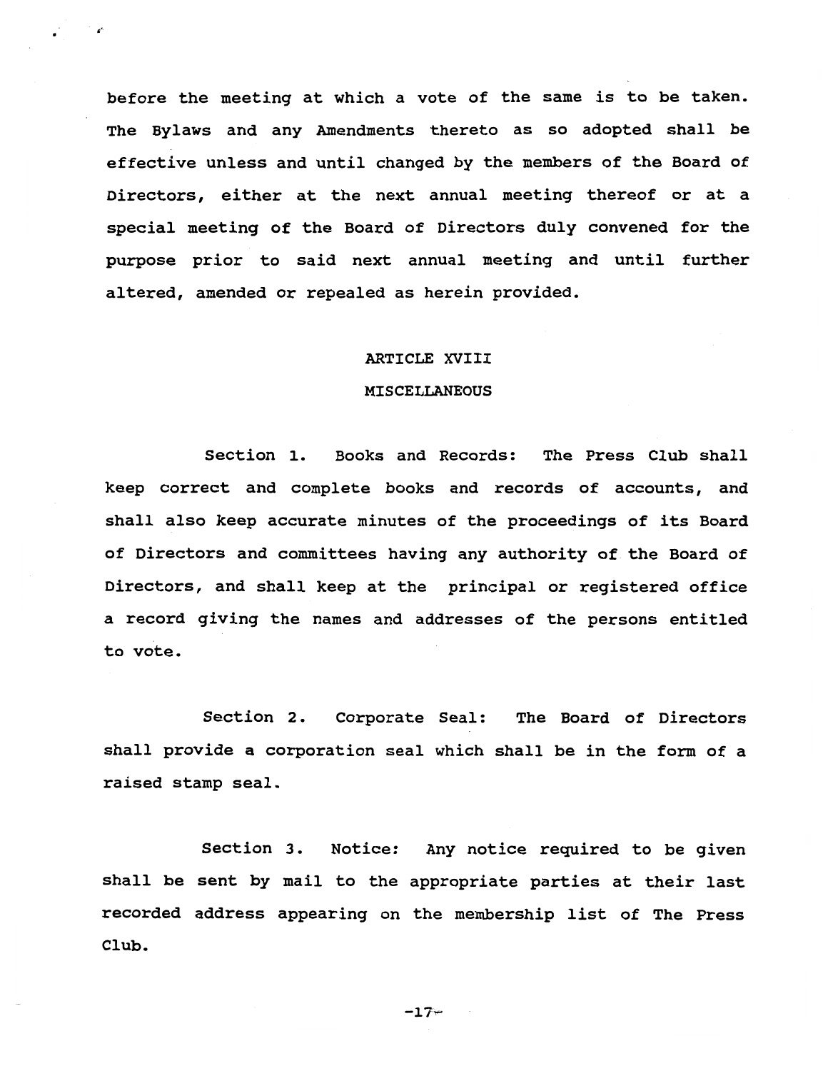before the meeting at which a vote of the same is to be taken. The Bylaws and any Amendments thereto as so adopted shall be effective unless and until changed by the members of the Board of Directors, either at the next annual meeting thereof or at a special meeting of the Board of Directors duly convened for the purpose prior to said next annual meeting and until further altered, amended or repealed as herein provided.

## ARTICLE XVIII

## MISCELLANEOUS

Section 1. Books and Records: The Press Club shall keep correct and complete books and records of accounts, and shall also keep accurate minutes of the proceedings of its Board of Directors and committees having any authority of the Board of Directors, and shall keep at the principal or registered office a record giving the names and addresses of the persons entitled to vote.

Section 2. Corporate Seal: The Board of Directors shall provide a corporation seal which shall be in the form of a raised stamp seal.

Section 3. Notice: Any notice required to be given shall be sent by mail to the appropriate parties at their last recorded address appearing on the membership list of The Press Club.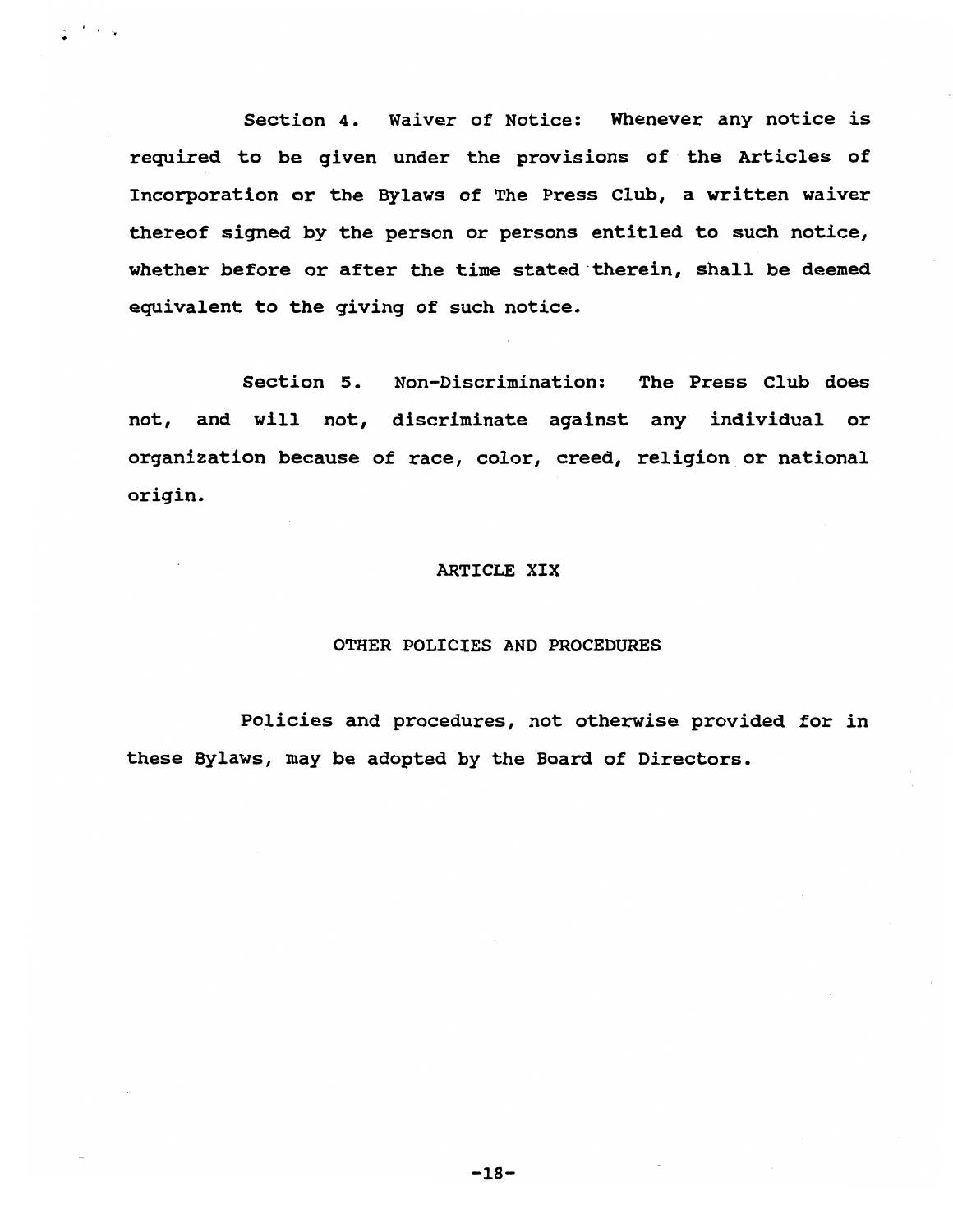Section 4. Waiver of Notice: Whenever any notice is required to be given under the provisions of the Articles of Incorporation or the Bylaws of The Press Club, a written waiver thereof signed by the person or persons entitled to such notice, whether before or after the time stated therein, shall be deemed equivalent to the giving of such notice.

Section 5. Non-Discrimination: The Press Club does not, and will not, discriminate against any individual or organization because of race, color, creed, religion or national origin.

## ARTICLE XIX

## OTHER POLICIES AND PROCEDURES

Policies and procedures, not otherwise provided for in these Bylaws, may be adopted by the Board of Directors.